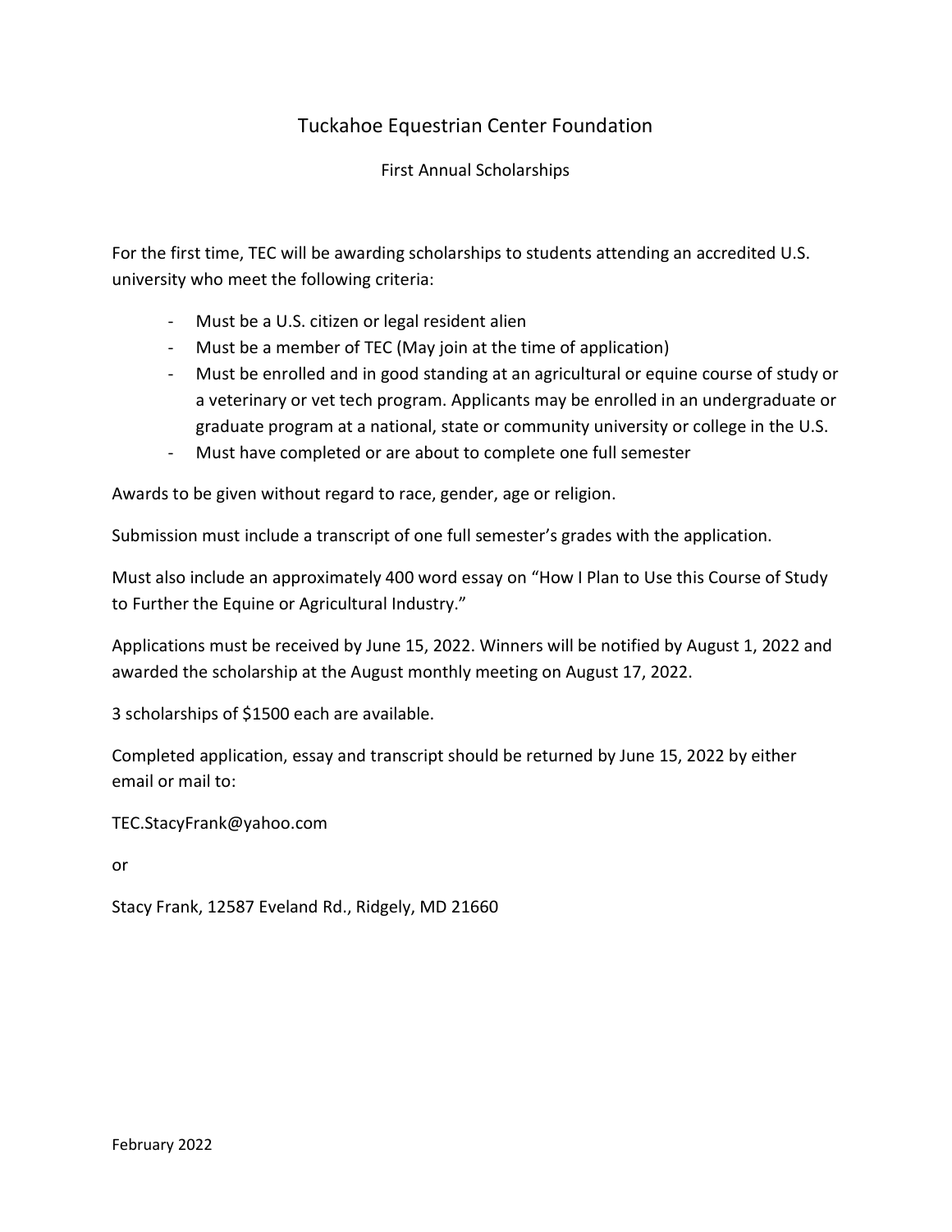# Tuckahoe Equestrian Center Foundation

## First Annual Scholarships

For the first time, TEC will be awarding scholarships to students attending an accredited U.S. university who meet the following criteria:

- Must be a U.S. citizen or legal resident alien
- Must be a member of TEC (May join at the time of application)
- Must be enrolled and in good standing at an agricultural or equine course of study or a veterinary or vet tech program. Applicants may be enrolled in an undergraduate or graduate program at a national, state or community university or college in the U.S.
- Must have completed or are about to complete one full semester

Awards to be given without regard to race, gender, age or religion.

Submission must include a transcript of one full semester's grades with the application.

Must also include an approximately 400 word essay on "How I Plan to Use this Course of Study to Further the Equine or Agricultural Industry."

Applications must be received by June 15, 2022. Winners will be notified by August 1, 2022 and awarded the scholarship at the August monthly meeting on August 17, 2022.

3 scholarships of $1500 each are available.

Completed application, essay and transcript should be returned by June 15, 2022 by either email or mail to:

TEC.StacyFrank@yahoo.com

or

Stacy Frank, 12587 Eveland Rd., Ridgely, MD 21660

February 2022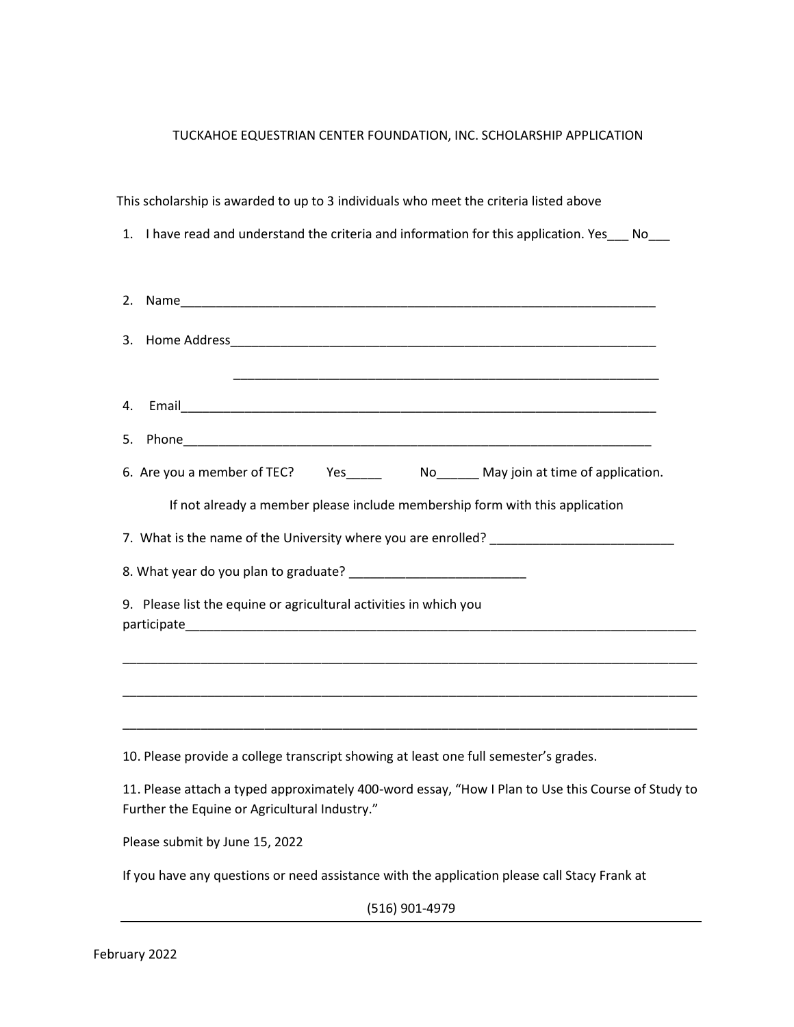# TUCKAHOE EQUESTRIAN CENTER FOUNDATION, INC. SCHOLARSHIP APPLICATION

This scholarship is awarded to up to 3 individuals who meet the criteria listed above

1. I have read and understand the criteria and information for this application. Yes___ No___

2. Name______________________________________________________________________

3. Home Address_______________________________________________________________

   ______________________________________________________________

4. Email______________________________________________________________________

5. Phone_____________________________________________________________________

6. Are you a member of TEC? Yes_____ No______ May join at time of application.

   If not already a member please include membership form with this application

7. What is the name of the University where you are enrolled? __________________________

8. What year do you plan to graduate? _________________________

9. Please list the equine or agricultural activities in which you participate_____________________________________________________________________________

   _____________________________________________________________________________________

   _____________________________________________________________________________________

   _____________________________________________________________________________________

10. Please provide a college transcript showing at least one full semester's grades.

11. Please attach a typed approximately 400-word essay, "How I Plan to Use this Course of Study to Further the Equine or Agricultural Industry."

Please submit by June 15, 2022

If you have any questions or need assistance with the application please call Stacy Frank at

(516) 901-4979

February 2022